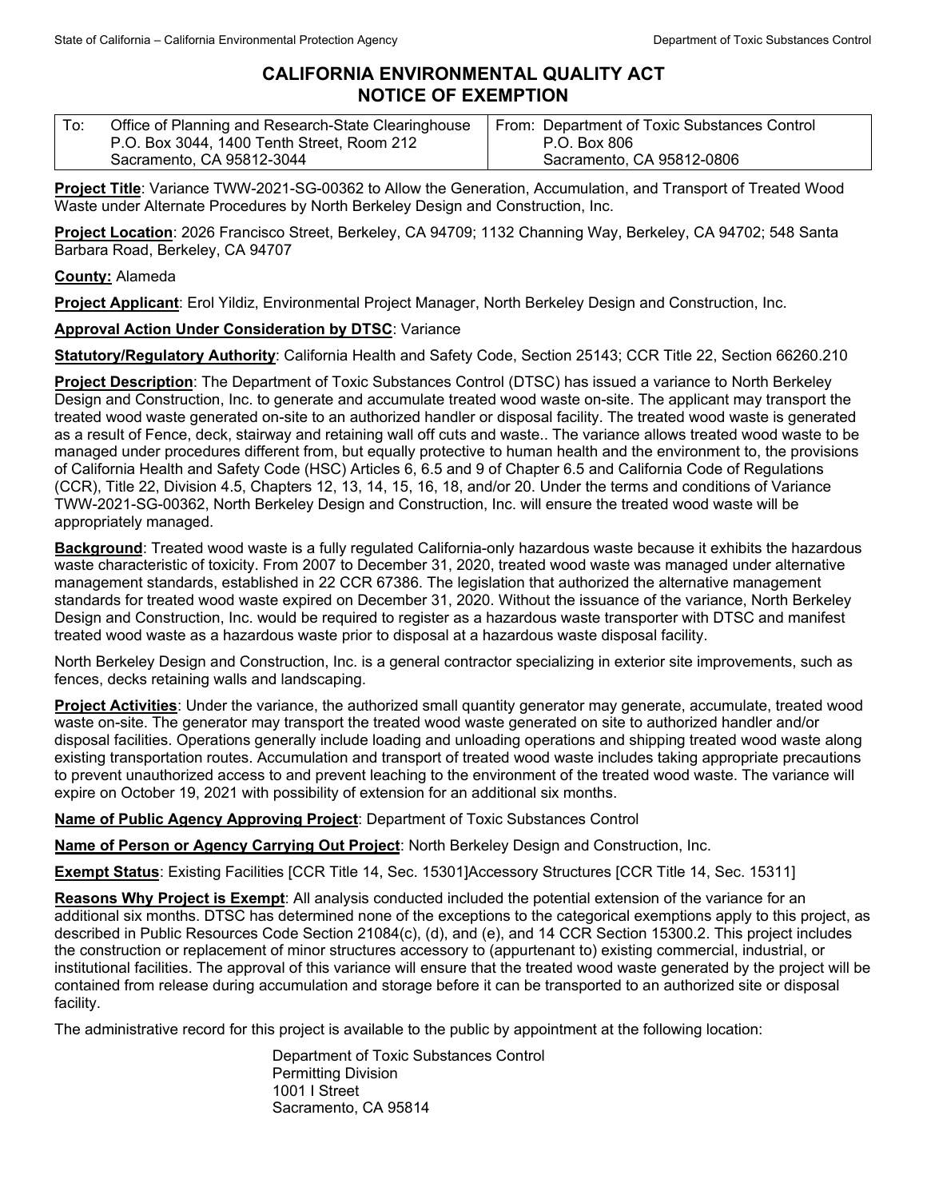State of California – California Environmental Protection Agency | Department of Toxic Substances Control

# CALIFORNIA ENVIRONMENTAL QUALITY ACT
# NOTICE OF EXEMPTION

| To: Office of Planning and Research-State Clearinghouse P.O. Box 3044, 1400 Tenth Street, Room 212 Sacramento, CA 95812-3044 | From: Department of Toxic Substances Control P.O. Box 806 Sacramento, CA 95812-0806 |
|---|---|

**Project Title**: Variance TWW-2021-SG-00362 to Allow the Generation, Accumulation, and Transport of Treated Wood Waste under Alternate Procedures by North Berkeley Design and Construction, Inc.

**Project Location**: 2026 Francisco Street, Berkeley, CA 94709; 1132 Channing Way, Berkeley, CA 94702; 548 Santa Barbara Road, Berkeley, CA 94707

**County:** Alameda

**Project Applicant**: Erol Yildiz, Environmental Project Manager, North Berkeley Design and Construction, Inc.

**Approval Action Under Consideration by DTSC**: Variance

**Statutory/Regulatory Authority**: California Health and Safety Code, Section 25143; CCR Title 22, Section 66260.210

**Project Description**: The Department of Toxic Substances Control (DTSC) has issued a variance to North Berkeley Design and Construction, Inc. to generate and accumulate treated wood waste on-site. The applicant may transport the treated wood waste generated on-site to an authorized handler or disposal facility. The treated wood waste is generated as a result of Fence, deck, stairway and retaining wall off cuts and waste.. The variance allows treated wood waste to be managed under procedures different from, but equally protective to human health and the environment to, the provisions of California Health and Safety Code (HSC) Articles 6, 6.5 and 9 of Chapter 6.5 and California Code of Regulations (CCR), Title 22, Division 4.5, Chapters 12, 13, 14, 15, 16, 18, and/or 20. Under the terms and conditions of Variance TWW-2021-SG-00362, North Berkeley Design and Construction, Inc. will ensure the treated wood waste will be appropriately managed.

**Background**: Treated wood waste is a fully regulated California-only hazardous waste because it exhibits the hazardous waste characteristic of toxicity. From 2007 to December 31, 2020, treated wood waste was managed under alternative management standards, established in 22 CCR 67386. The legislation that authorized the alternative management standards for treated wood waste expired on December 31, 2020. Without the issuance of the variance, North Berkeley Design and Construction, Inc. would be required to register as a hazardous waste transporter with DTSC and manifest treated wood waste as a hazardous waste prior to disposal at a hazardous waste disposal facility.

North Berkeley Design and Construction, Inc. is a general contractor specializing in exterior site improvements, such as fences, decks retaining walls and landscaping.

**Project Activities**: Under the variance, the authorized small quantity generator may generate, accumulate, treated wood waste on-site. The generator may transport the treated wood waste generated on site to authorized handler and/or disposal facilities. Operations generally include loading and unloading operations and shipping treated wood waste along existing transportation routes. Accumulation and transport of treated wood waste includes taking appropriate precautions to prevent unauthorized access to and prevent leaching to the environment of the treated wood waste. The variance will expire on October 19, 2021 with possibility of extension for an additional six months.

**Name of Public Agency Approving Project**: Department of Toxic Substances Control

**Name of Person or Agency Carrying Out Project**: North Berkeley Design and Construction, Inc.

**Exempt Status**: Existing Facilities [CCR Title 14, Sec. 15301]Accessory Structures [CCR Title 14, Sec. 15311]

**Reasons Why Project is Exempt**: All analysis conducted included the potential extension of the variance for an additional six months. DTSC has determined none of the exceptions to the categorical exemptions apply to this project, as described in Public Resources Code Section 21084(c), (d), and (e), and 14 CCR Section 15300.2. This project includes the construction or replacement of minor structures accessory to (appurtenant to) existing commercial, industrial, or institutional facilities. The approval of this variance will ensure that the treated wood waste generated by the project will be contained from release during accumulation and storage before it can be transported to an authorized site or disposal facility.

The administrative record for this project is available to the public by appointment at the following location:

Department of Toxic Substances Control
Permitting Division
1001 I Street
Sacramento, CA 95814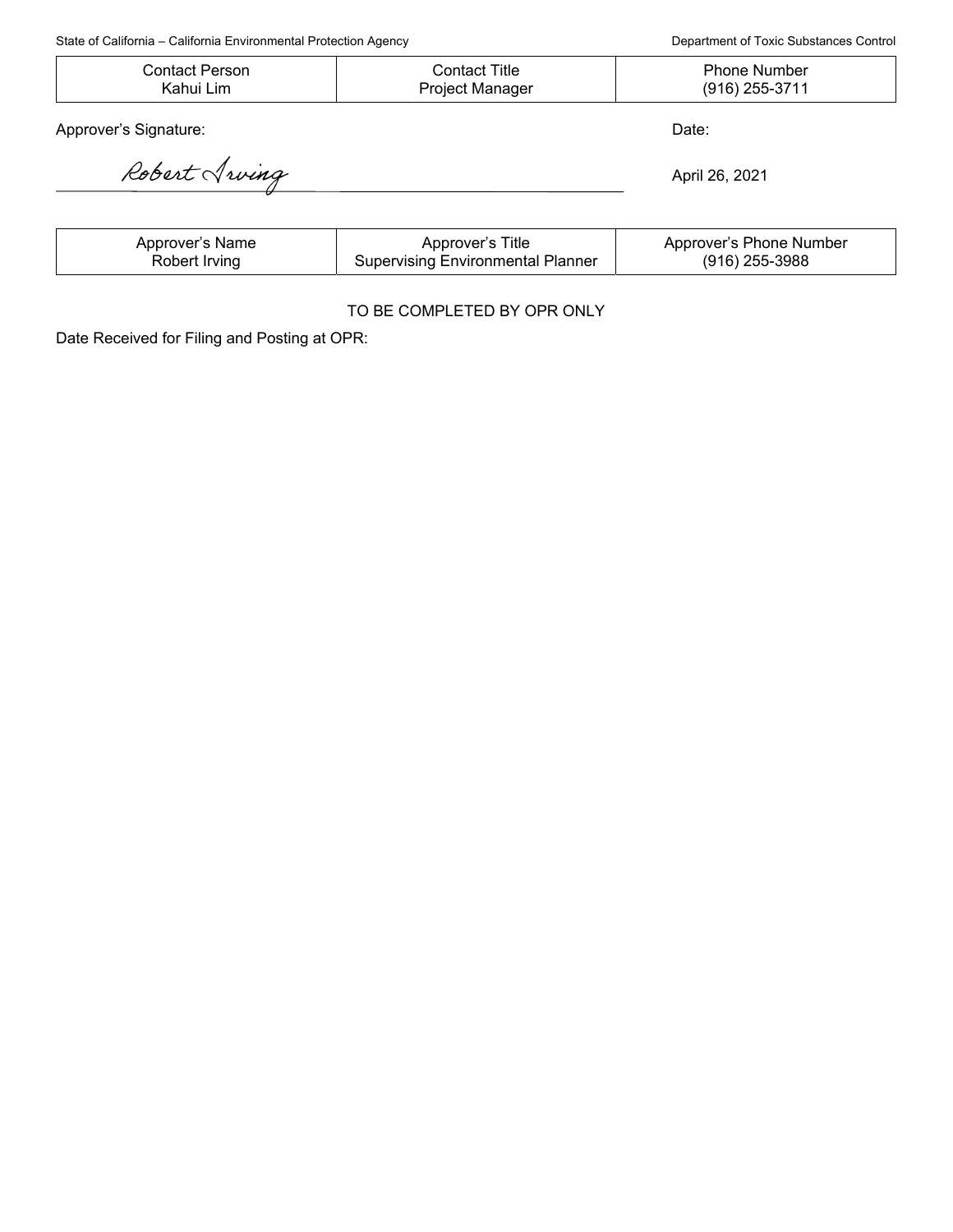| Contact Person | Contact Title | Phone Number |
| --- | --- | --- |
| Kahui Lim | Project Manager | (916) 255-3711 |

Approver's Signature: Robert Irving

Date: April 26, 2021

| Approver's Name | Approver's Title | Approver's Phone Number |
| --- | --- | --- |
| Robert Irving | Supervising Environmental Planner | (916) 255-3988 |

TO BE COMPLETED BY OPR ONLY

Date Received for Filing and Posting at OPR: